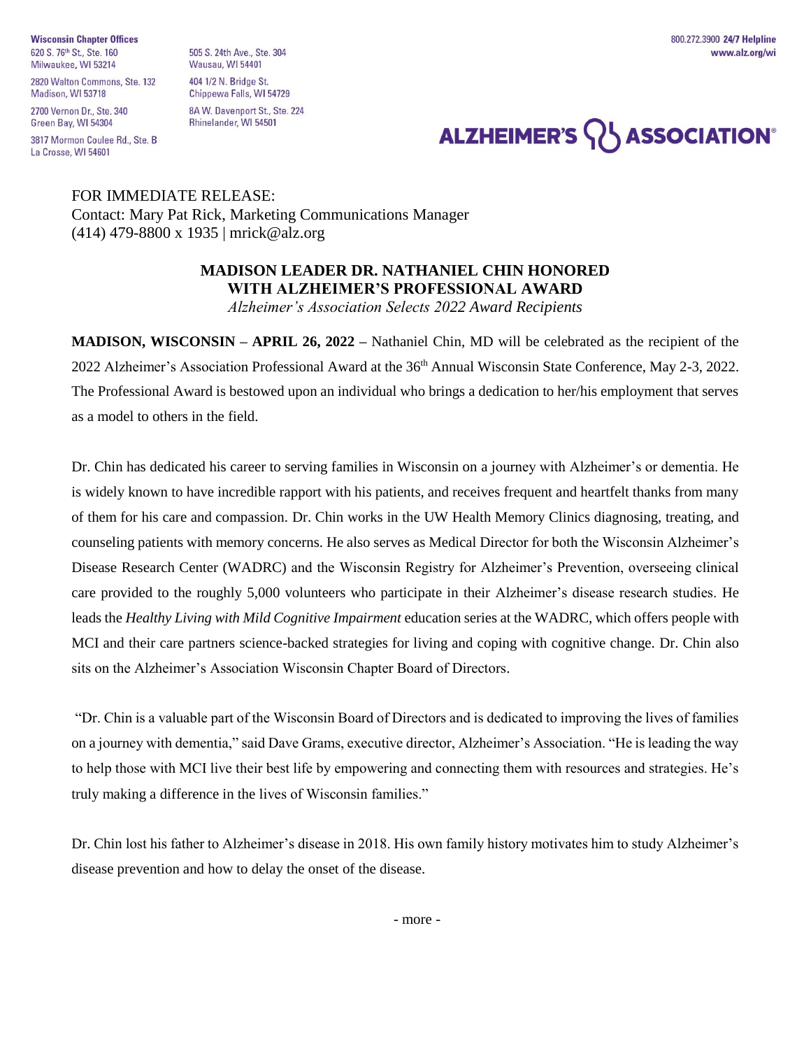**Wisconsin Chapter Offices**
620 S. 76th St., Ste. 160
Milwaukee, WI 53214

2820 Walton Commons, Ste. 132
Madison, WI 53718

2700 Vernon Dr., Ste. 340
Green Bay, WI 54304

3817 Mormon Coulee Rd., Ste. B
La Crosse, WI 54601

505 S. 24th Ave., Ste. 304
Wausau, WI 54401

404 1/2 N. Bridge St.
Chippewa Falls, WI 54729

8A W. Davenport St., Ste. 224
Rhinelander, WI 54501

800.272.3900 **24/7 Helpline**
**www.alz.org/wi**

**ALZHEIMER'S ASSOCIATION®**

FOR IMMEDIATE RELEASE:
Contact: Mary Pat Rick, Marketing Communications Manager
(414) 479-8800 x 1935 | mrick@alz.org

**MADISON LEADER DR. NATHANIEL CHIN HONORED WITH ALZHEIMER'S PROFESSIONAL AWARD**

*Alzheimer's Association Selects 2022 Award Recipients*

**MADISON, WISCONSIN – APRIL 26, 2022 –** Nathaniel Chin, MD will be celebrated as the recipient of the 2022 Alzheimer's Association Professional Award at the 36th Annual Wisconsin State Conference, May 2-3, 2022. The Professional Award is bestowed upon an individual who brings a dedication to her/his employment that serves as a model to others in the field.

Dr. Chin has dedicated his career to serving families in Wisconsin on a journey with Alzheimer's or dementia. He is widely known to have incredible rapport with his patients, and receives frequent and heartfelt thanks from many of them for his care and compassion. Dr. Chin works in the UW Health Memory Clinics diagnosing, treating, and counseling patients with memory concerns. He also serves as Medical Director for both the Wisconsin Alzheimer's Disease Research Center (WADRC) and the Wisconsin Registry for Alzheimer's Prevention, overseeing clinical care provided to the roughly 5,000 volunteers who participate in their Alzheimer's disease research studies. He leads the *Healthy Living with Mild Cognitive Impairment* education series at the WADRC, which offers people with MCI and their care partners science-backed strategies for living and coping with cognitive change. Dr. Chin also sits on the Alzheimer's Association Wisconsin Chapter Board of Directors.

"Dr. Chin is a valuable part of the Wisconsin Board of Directors and is dedicated to improving the lives of families on a journey with dementia," said Dave Grams, executive director, Alzheimer's Association. "He is leading the way to help those with MCI live their best life by empowering and connecting them with resources and strategies. He's truly making a difference in the lives of Wisconsin families."

Dr. Chin lost his father to Alzheimer's disease in 2018. His own family history motivates him to study Alzheimer's disease prevention and how to delay the onset of the disease.

- more -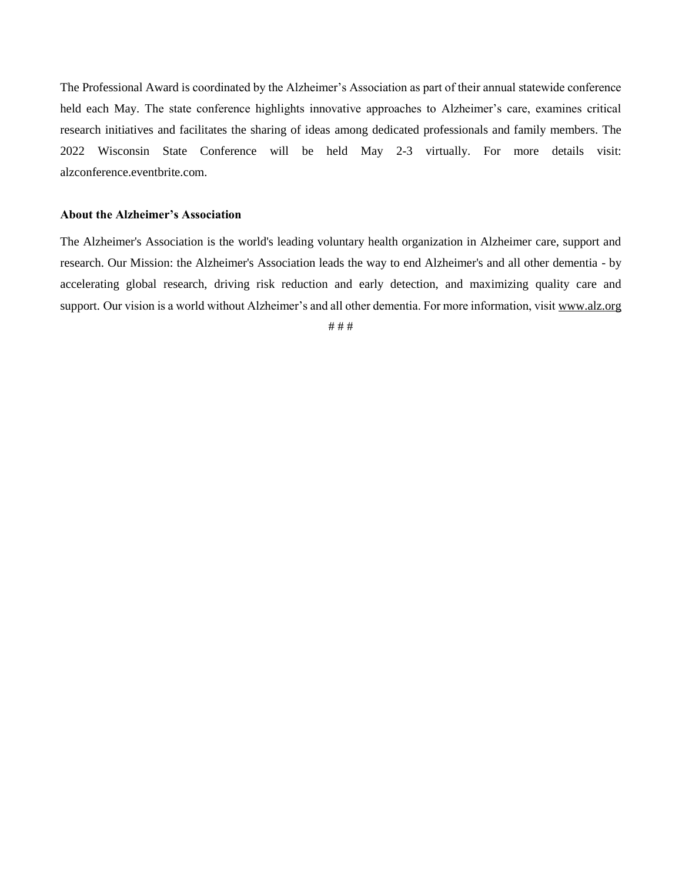The Professional Award is coordinated by the Alzheimer's Association as part of their annual statewide conference held each May. The state conference highlights innovative approaches to Alzheimer's care, examines critical research initiatives and facilitates the sharing of ideas among dedicated professionals and family members. The 2022 Wisconsin State Conference will be held May 2-3 virtually. For more details visit: alzconference.eventbrite.com.

**About the Alzheimer's Association**

The Alzheimer's Association is the world's leading voluntary health organization in Alzheimer care, support and research. Our Mission: the Alzheimer's Association leads the way to end Alzheimer's and all other dementia - by accelerating global research, driving risk reduction and early detection, and maximizing quality care and support. Our vision is a world without Alzheimer's and all other dementia. For more information, visit www.alz.org

# # #